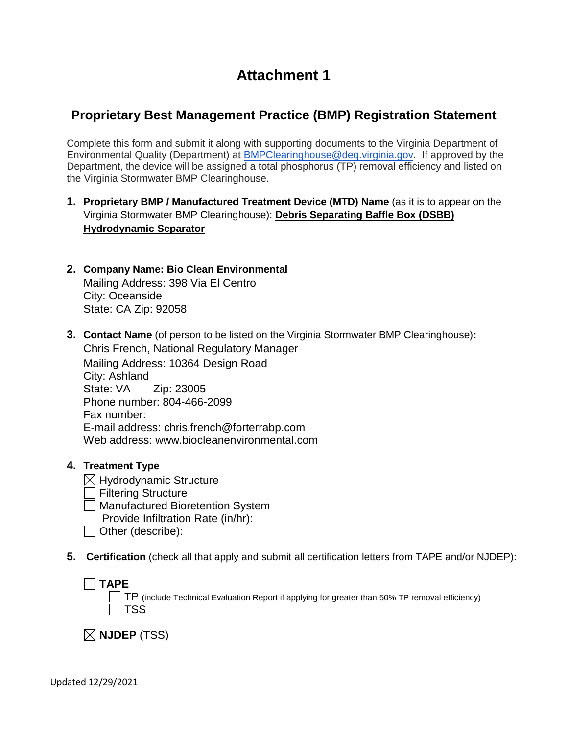# Attachment 1

## Proprietary Best Management Practice (BMP) Registration Statement

Complete this form and submit it along with supporting documents to the Virginia Department of Environmental Quality (Department) at BMPClearinghouse@deq.virginia.gov. If approved by the Department, the device will be assigned a total phosphorus (TP) removal efficiency and listed on the Virginia Stormwater BMP Clearinghouse.

1. **Proprietary BMP / Manufactured Treatment Device (MTD) Name** (as it is to appear on the Virginia Stormwater BMP Clearinghouse): **Debris Separating Baffle Box (DSBB) Hydrodynamic Separator**

2. **Company Name: Bio Clean Environmental**
   Mailing Address: 398 Via El Centro
   City: Oceanside
   State: CA Zip: 92058

3. **Contact Name** (of person to be listed on the Virginia Stormwater BMP Clearinghouse)**:**
   Chris French, National Regulatory Manager
   Mailing Address: 10364 Design Road
   City: Ashland
   State: VA Zip: 23005
   Phone number: 804-466-2099
   Fax number:
   E-mail address: chris.french@forterrabp.com
   Web address: www.biocleanenvironmental.com

4. **Treatment Type**
   - ☒ Hydrodynamic Structure
   - ☐ Filtering Structure
   - ☐ Manufactured Bioretention System
     Provide Infiltration Rate (in/hr):
   - ☐ Other (describe):

5. **Certification** (check all that apply and submit all certification letters from TAPE and/or NJDEP):

   ☐ **TAPE**
   - ☐ TP (include Technical Evaluation Report if applying for greater than 50% TP removal efficiency)
   - ☐ TSS

   ☒ **NJDEP** (TSS)

Updated 12/29/2021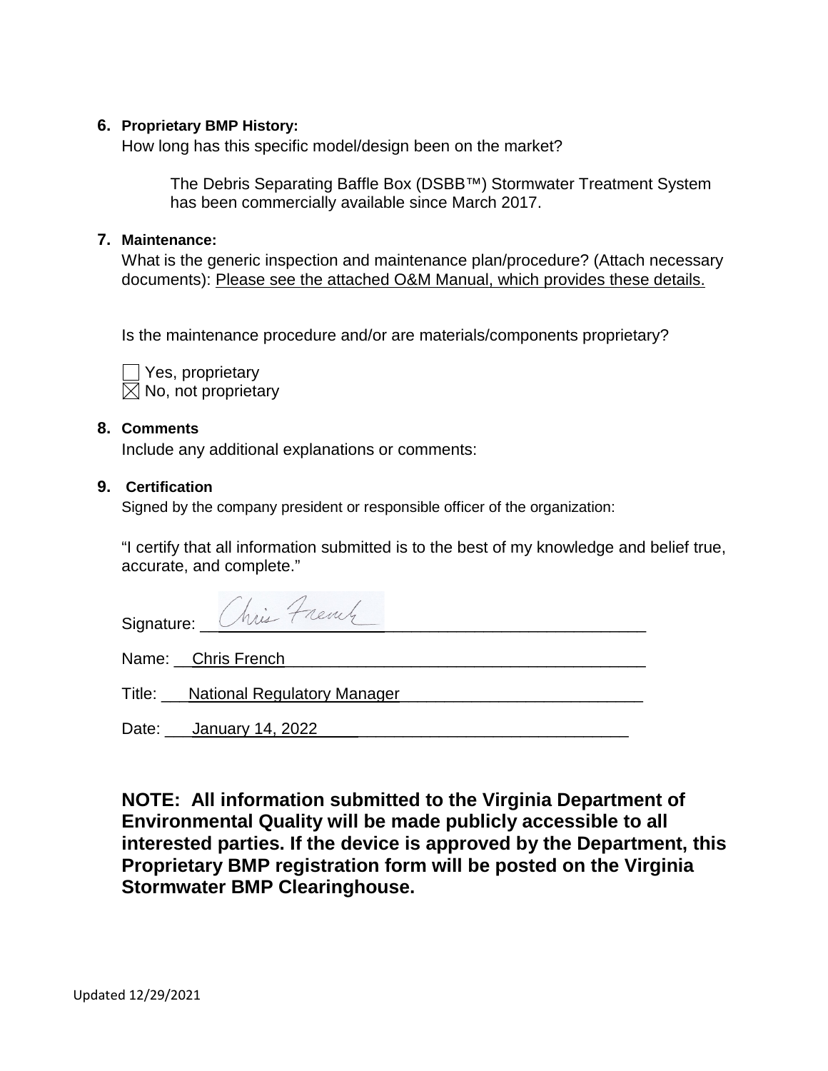**6. Proprietary BMP History:**

How long has this specific model/design been on the market?

The Debris Separating Baffle Box (DSBB™) Stormwater Treatment System has been commercially available since March 2017.

**7. Maintenance:**

What is the generic inspection and maintenance plan/procedure? (Attach necessary documents): Please see the attached O&M Manual, which provides these details.

Is the maintenance procedure and/or are materials/components proprietary?

☐ Yes, proprietary
☒ No, not proprietary

**8. Comments**

Include any additional explanations or comments:

**9. Certification**

Signed by the company president or responsible officer of the organization:

"I certify that all information submitted is to the best of my knowledge and belief true, accurate, and complete."

Signature: Chris French

Name: Chris French

Title: National Regulatory Manager

Date: January 14, 2022

**NOTE: All information submitted to the Virginia Department of Environmental Quality will be made publicly accessible to all interested parties. If the device is approved by the Department, this Proprietary BMP registration form will be posted on the Virginia Stormwater BMP Clearinghouse.**